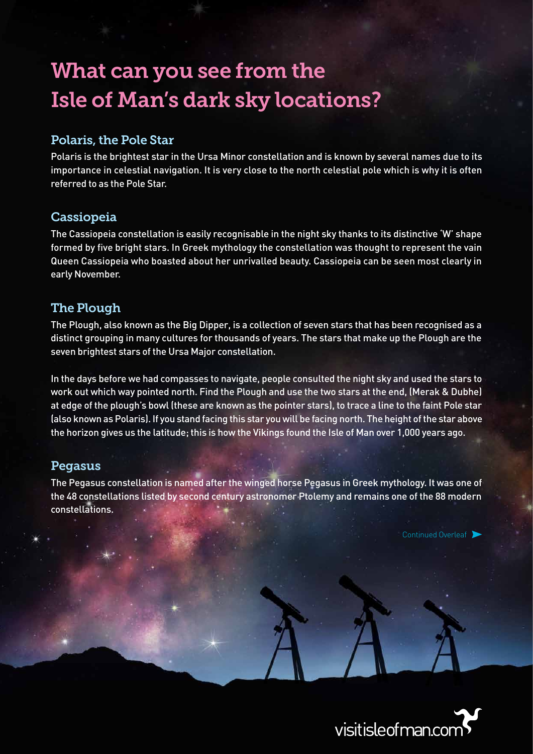# What can you see from the Isle of Man's dark sky locations?

## Polaris, the Pole Star

Polaris is the brightest star in the Ursa Minor constellation and is known by several names due to its importance in celestial navigation. It is very close to the north celestial pole which is why it is often referred to as the Pole Star.

## Cassiopeia

The Cassiopeia constellation is easily recognisable in the night sky thanks to its distinctive 'W' shape formed by five bright stars. In Greek mythology the constellation was thought to represent the vain Queen Cassiopeia who boasted about her unrivalled beauty. Cassiopeia can be seen most clearly in early November.

## The Plough

The Plough, also known as the Big Dipper, is a collection of seven stars that has been recognised as a distinct grouping in many cultures for thousands of years. The stars that make up the Plough are the seven brightest stars of the Ursa Major constellation.

In the days before we had compasses to navigate, people consulted the night sky and used the stars to work out which way pointed north. Find the Plough and use the two stars at the end, (Merak & Dubhe) at edge of the plough's bowl (these are known as the pointer stars), to trace a line to the faint Pole star (also known as Polaris). If you stand facing this star you will be facing north. The height of the star above the horizon gives us the latitude; this is how the Vikings found the Isle of Man over 1,000 years ago.

## Pegasus

The Pegasus constellation is named after the winged horse Pegasus in Greek mythology. It was one of the 48 constellations listed by second century astronomer Ptolemy and remains one of the 88 modern constellations.

Continued Overleaf

visitisleofman.com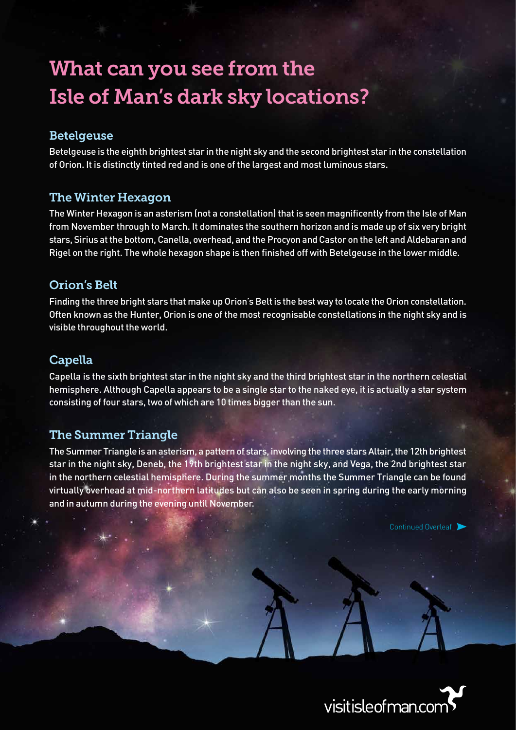# What can you see from the Isle of Man's dark sky locations?

## Betelgeuse

Betelgeuse is the eighth brightest star in the night sky and the second brightest star in the constellation of Orion. It is distinctly tinted red and is one of the largest and most luminous stars.

## The Winter Hexagon

The Winter Hexagon is an asterism (not a constellation) that is seen magnificently from the Isle of Man from November through to March. It dominates the southern horizon and is made up of six very bright stars, Sirius at the bottom, Canella, overhead, and the Procyon and Castor on the left and Aldebaran and Rigel on the right. The whole hexagon shape is then finished off with Betelgeuse in the lower middle.

## Orion's Belt

Finding the three bright stars that make up Orion's Belt is the best way to locate the Orion constellation. Often known as the Hunter, Orion is one of the most recognisable constellations in the night sky and is visible throughout the world.

## Capella

Capella is the sixth brightest star in the night sky and the third brightest star in the northern celestial hemisphere. Although Capella appears to be a single star to the naked eye, it is actually a star system consisting of four stars, two of which are 10 times bigger than the sun.

## The Summer Triangle

The Summer Triangle is an asterism, a pattern of stars, involving the three stars Altair, the 12th brightest star in the night sky, Deneb, the 19th brightest star in the night sky, and Vega, the 2nd brightest star in the northern celestial hemisphere. During the summer months the Summer Triangle can be found virtually overhead at mid-northern latitudes but can also be seen in spring during the early morning and in autumn during the evening until November.

Continued Overleaf

visitisleofman.com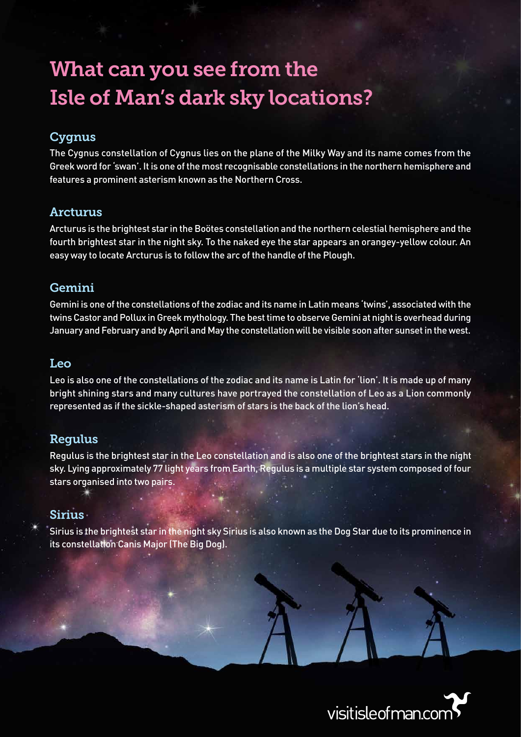# What can you see from the Isle of Man's dark sky locations?

## Cygnus

The Cygnus constellation of Cygnus lies on the plane of the Milky Way and its name comes from the Greek word for 'swan'. It is one of the most recognisable constellations in the northern hemisphere and features a prominent asterism known as the Northern Cross.

## Arcturus

Arcturus is the brightest star in the Boötes constellation and the northern celestial hemisphere and the fourth brightest star in the night sky. To the naked eye the star appears an orangey-yellow colour. An easy way to locate Arcturus is to follow the arc of the handle of the Plough.

## Gemini

Gemini is one of the constellations of the zodiac and its name in Latin means 'twins', associated with the twins Castor and Pollux in Greek mythology. The best time to observe Gemini at night is overhead during January and February and by April and May the constellation will be visible soon after sunset in the west.

## Leo

Leo is also one of the constellations of the zodiac and its name is Latin for 'lion'. It is made up of many bright shining stars and many cultures have portrayed the constellation of Leo as a Lion commonly represented as if the sickle-shaped asterism of stars is the back of the lion's head.

## Regulus

Regulus is the brightest star in the Leo constellation and is also one of the brightest stars in the night sky. Lying approximately 77 light years from Earth, Regulus is a multiple star system composed of four stars organised into two pairs.

## Sirius

Sirius is the brightest star in the night sky Sirius is also known as the Dog Star due to its prominence in its constellation Canis Major (The Big Dog).

visitisleofman.com